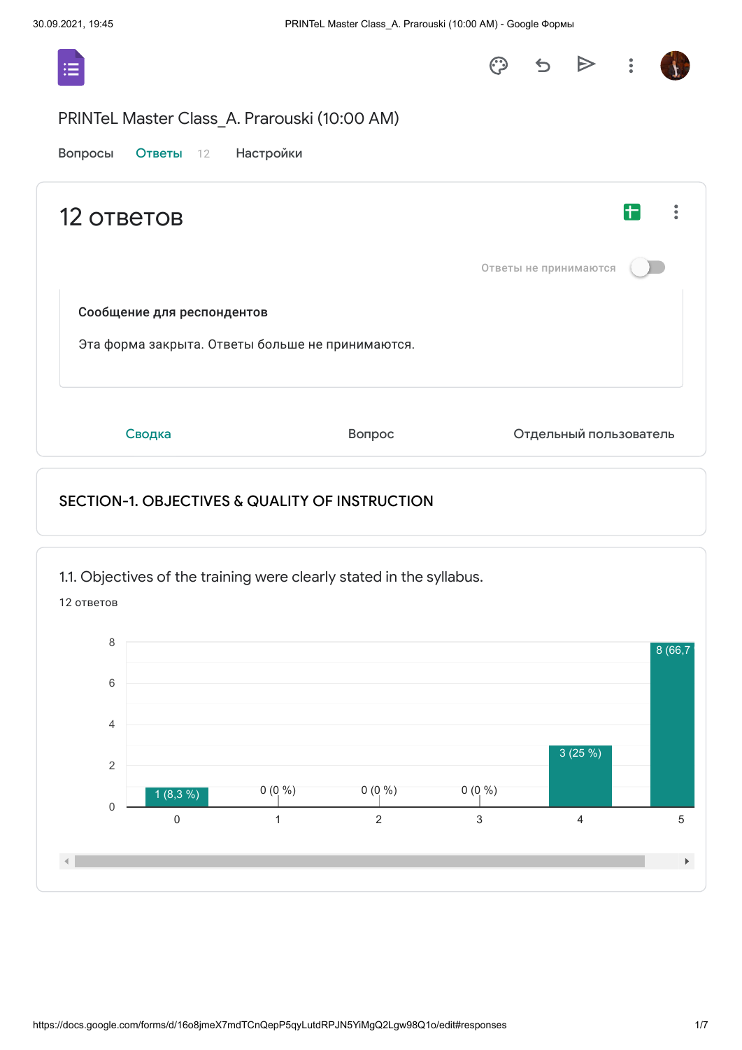# PRINTeL Master Class_A. Prarouski (10:00 AM)

Вопросы · Ответы 12 · Настройки

## 12 ответов

Ответы не принимаются

**Сообщение для респондентов**

Эта форма закрыта. Ответы больше не принимаются.

Сводка · Вопрос · Отдельный пользователь

## SECTION-1. OBJECTIVES & QUALITY OF INSTRUCTION

### 1.1. Objectives of the training were clearly stated in the syllabus.

12 ответов

| Оценка | Ответы |
| --- | --- |
| 0 | 1 (8,3 %) |
| 1 | 0 (0 %) |
| 2 | 0 (0 %) |
| 3 | 0 (0 %) |
| 4 | 3 (25 %) |
| 5 | 8 (66,7 |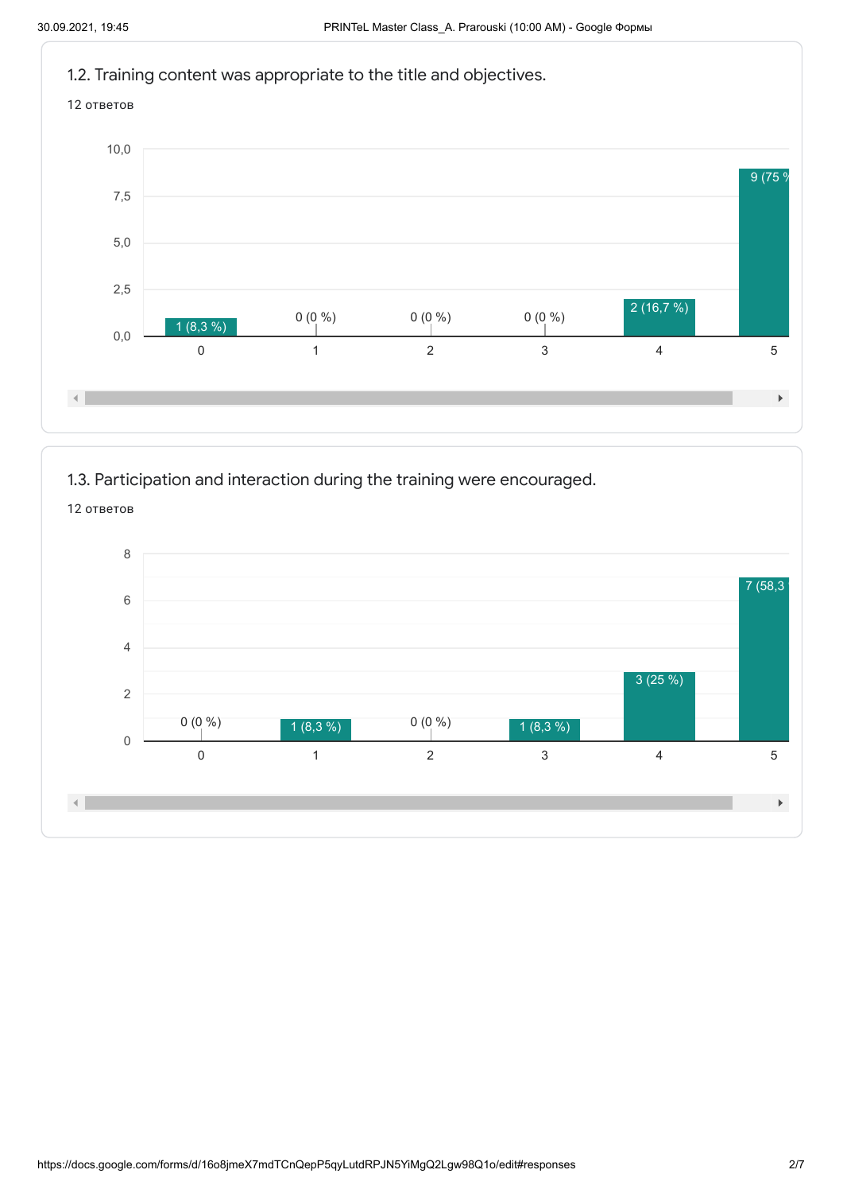### 1.2. Training content was appropriate to the title and objectives.

12 ответов

| Rating | Responses |
|---|---|
| 0 | 1 (8,3 %) |
| 1 | 0 (0 %) |
| 2 | 0 (0 %) |
| 3 | 0 (0 %) |
| 4 | 2 (16,7 %) |
| 5 | 9 (75 % |

### 1.3. Participation and interaction during the training were encouraged.

12 ответов

| Rating | Responses |
|---|---|
| 0 | 0 (0 %) |
| 1 | 1 (8,3 %) |
| 2 | 0 (0 %) |
| 3 | 1 (8,3 %) |
| 4 | 3 (25 %) |
| 5 | 7 (58,3 |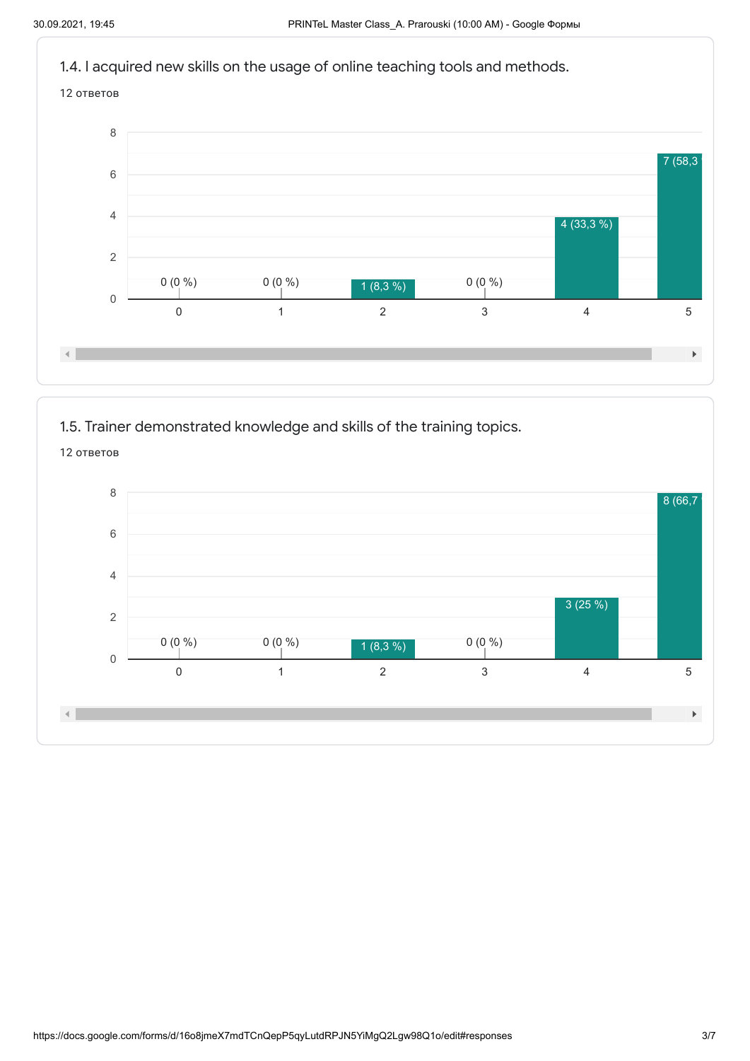1.4. I acquired new skills on the usage of online teaching tools and methods.

12 ответов

| Rating | Responses |
|---|---|
| 0 | 0 (0 %) |
| 1 | 0 (0 %) |
| 2 | 1 (8,3 %) |
| 3 | 0 (0 %) |
| 4 | 4 (33,3 %) |
| 5 | 7 (58,3 |

1.5. Trainer demonstrated knowledge and skills of the training topics.

12 ответов

| Rating | Responses |
|---|---|
| 0 | 0 (0 %) |
| 1 | 0 (0 %) |
| 2 | 1 (8,3 %) |
| 3 | 0 (0 %) |
| 4 | 3 (25 %) |
| 5 | 8 (66,7 |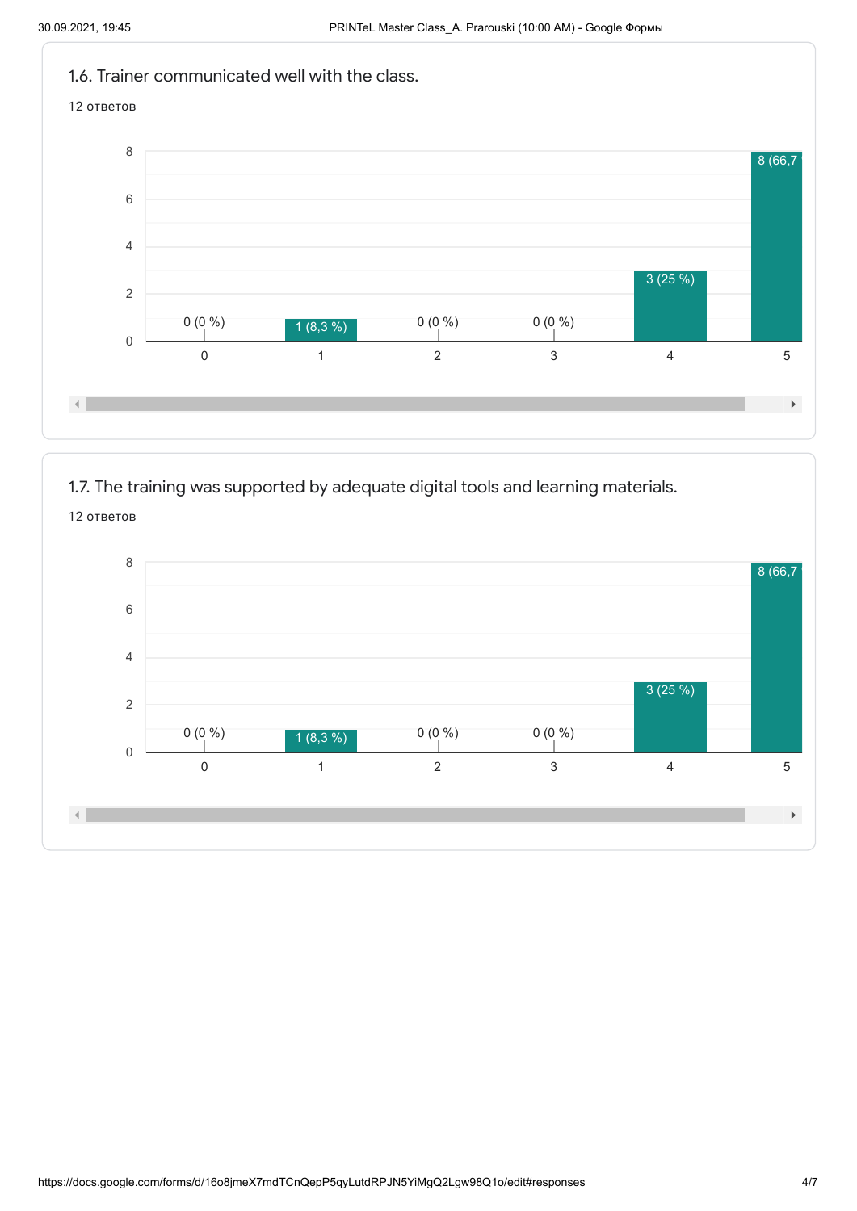## 1.6. Trainer communicated well with the class.

12 ответов

| Rating | Responses |
| --- | --- |
| 0 | 0 (0 %) |
| 1 | 1 (8,3 %) |
| 2 | 0 (0 %) |
| 3 | 0 (0 %) |
| 4 | 3 (25 %) |
| 5 | 8 (66,7 |

## 1.7. The training was supported by adequate digital tools and learning materials.

12 ответов

| Rating | Responses |
| --- | --- |
| 0 | 0 (0 %) |
| 1 | 1 (8,3 %) |
| 2 | 0 (0 %) |
| 3 | 0 (0 %) |
| 4 | 3 (25 %) |
| 5 | 8 (66,7 |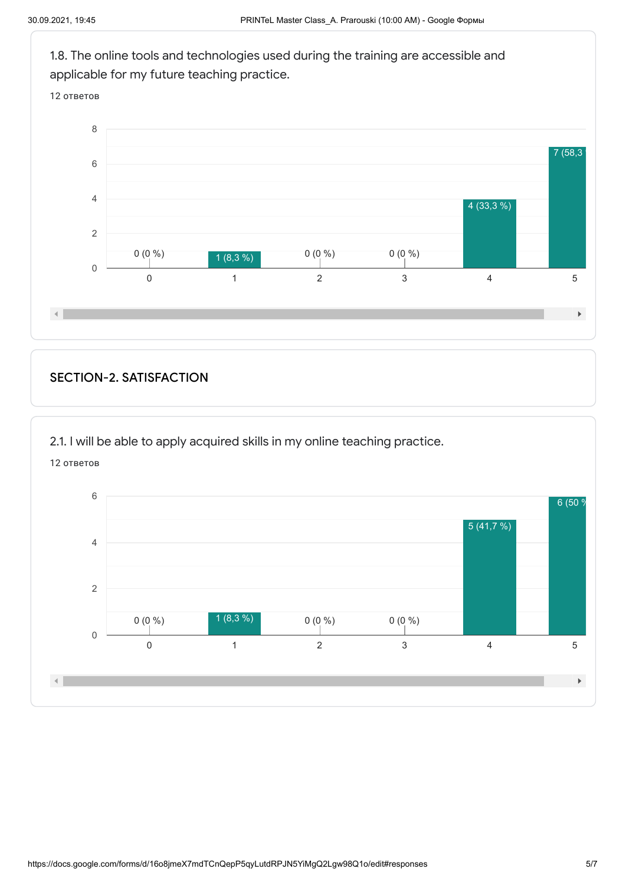1.8. The online tools and technologies used during the training are accessible and applicable for my future teaching practice.

12 ответов

| Score | Responses |
|---|---|
| 0 | 0 (0 %) |
| 1 | 1 (8,3 %) |
| 2 | 0 (0 %) |
| 3 | 0 (0 %) |
| 4 | 4 (33,3 %) |
| 5 | 7 (58,3 |

## SECTION-2. SATISFACTION

2.1. I will be able to apply acquired skills in my online teaching practice.

12 ответов

| Score | Responses |
|---|---|
| 0 | 0 (0 %) |
| 1 | 1 (8,3 %) |
| 2 | 0 (0 %) |
| 3 | 0 (0 %) |
| 4 | 5 (41,7 %) |
| 5 | 6 (50 % |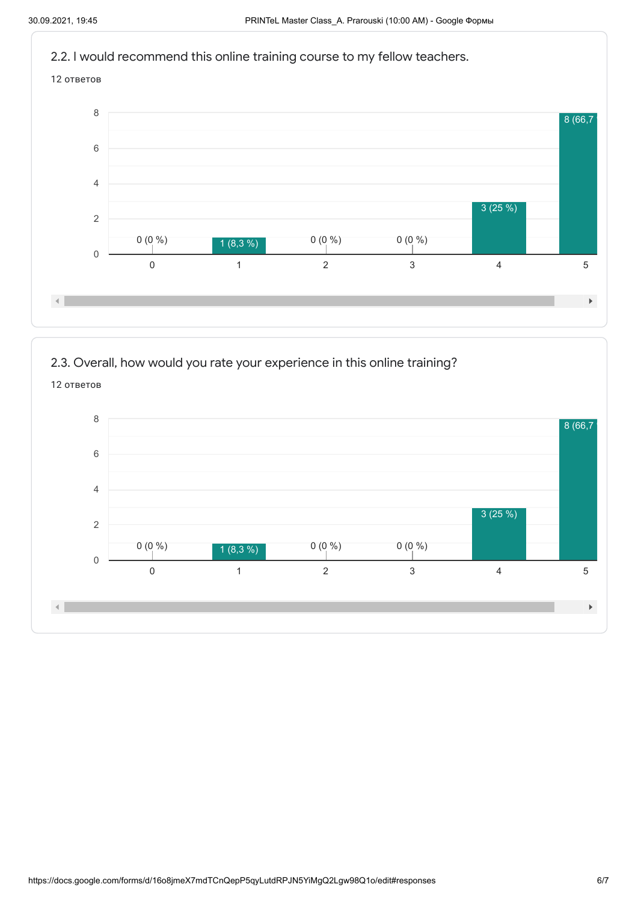## 2.2. I would recommend this online training course to my fellow teachers.

12 ответов

| Rating | Responses |
|---|---|
| 0 | 0 (0 %) |
| 1 | 1 (8,3 %) |
| 2 | 0 (0 %) |
| 3 | 0 (0 %) |
| 4 | 3 (25 %) |
| 5 | 8 (66,7 |

## 2.3. Overall, how would you rate your experience in this online training?

12 ответов

| Rating | Responses |
|---|---|
| 0 | 0 (0 %) |
| 1 | 1 (8,3 %) |
| 2 | 0 (0 %) |
| 3 | 0 (0 %) |
| 4 | 3 (25 %) |
| 5 | 8 (66,7 |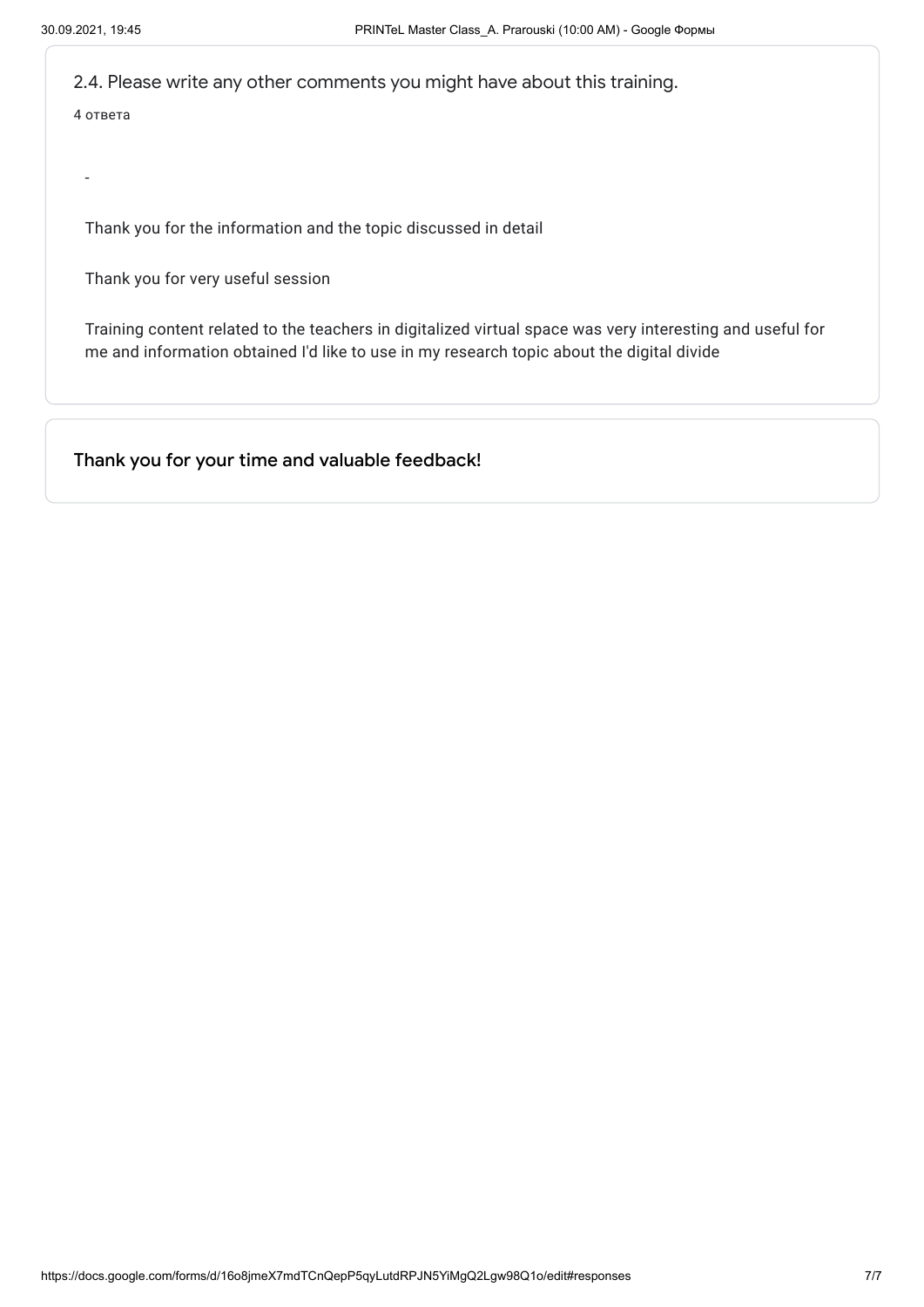2.4. Please write any other comments you might have about this training.

4 ответа

-

Thank you for the information and the topic discussed in detail

Thank you for very useful session

Training content related to the teachers in digitalized virtual space was very interesting and useful for me and information obtained I'd like to use in my research topic about the digital divide

**Thank you for your time and valuable feedback!**